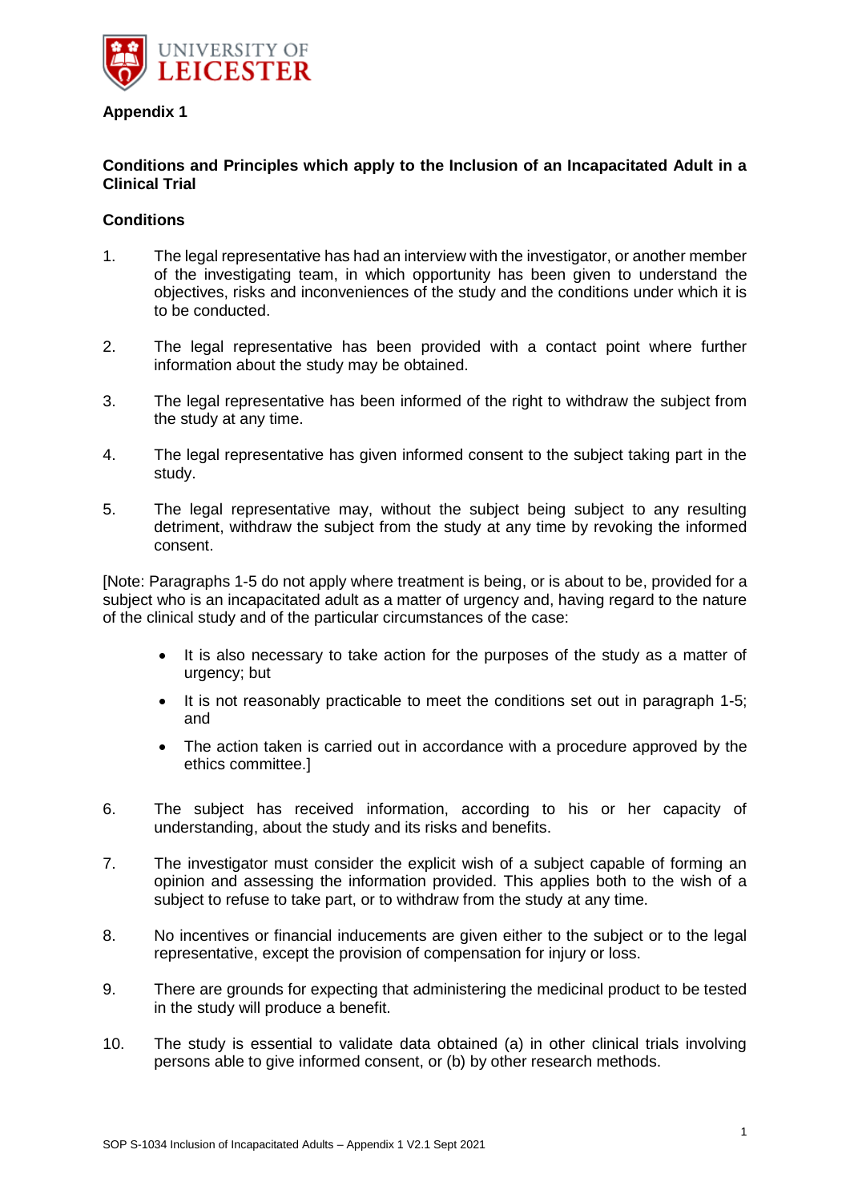**Appendix 1**

**Conditions and Principles which apply to the Inclusion of an Incapacitated Adult in a Clinical Trial**

**Conditions**

1. The legal representative has had an interview with the investigator, or another member of the investigating team, in which opportunity has been given to understand the objectives, risks and inconveniences of the study and the conditions under which it is to be conducted.

2. The legal representative has been provided with a contact point where further information about the study may be obtained.

3. The legal representative has been informed of the right to withdraw the subject from the study at any time.

4. The legal representative has given informed consent to the subject taking part in the study.

5. The legal representative may, without the subject being subject to any resulting detriment, withdraw the subject from the study at any time by revoking the informed consent.

[Note: Paragraphs 1-5 do not apply where treatment is being, or is about to be, provided for a subject who is an incapacitated adult as a matter of urgency and, having regard to the nature of the clinical study and of the particular circumstances of the case:

- It is also necessary to take action for the purposes of the study as a matter of urgency; but
- It is not reasonably practicable to meet the conditions set out in paragraph 1-5; and
- The action taken is carried out in accordance with a procedure approved by the ethics committee.]

6. The subject has received information, according to his or her capacity of understanding, about the study and its risks and benefits.

7. The investigator must consider the explicit wish of a subject capable of forming an opinion and assessing the information provided. This applies both to the wish of a subject to refuse to take part, or to withdraw from the study at any time.

8. No incentives or financial inducements are given either to the subject or to the legal representative, except the provision of compensation for injury or loss.

9. There are grounds for expecting that administering the medicinal product to be tested in the study will produce a benefit.

10. The study is essential to validate data obtained (a) in other clinical trials involving persons able to give informed consent, or (b) by other research methods.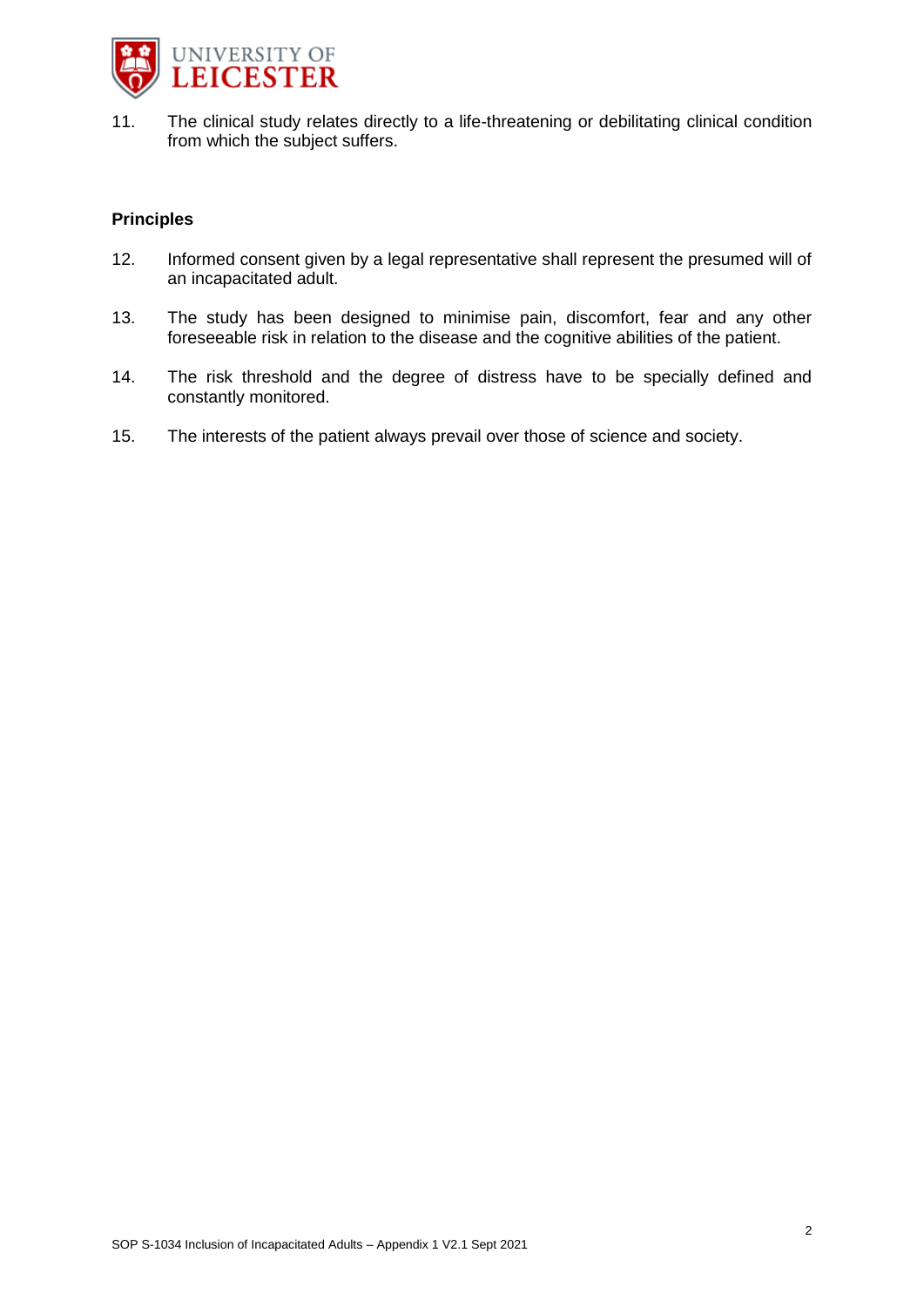11. The clinical study relates directly to a life-threatening or debilitating clinical condition from which the subject suffers.

**Principles**

12. Informed consent given by a legal representative shall represent the presumed will of an incapacitated adult.
13. The study has been designed to minimise pain, discomfort, fear and any other foreseeable risk in relation to the disease and the cognitive abilities of the patient.
14. The risk threshold and the degree of distress have to be specially defined and constantly monitored.
15. The interests of the patient always prevail over those of science and society.